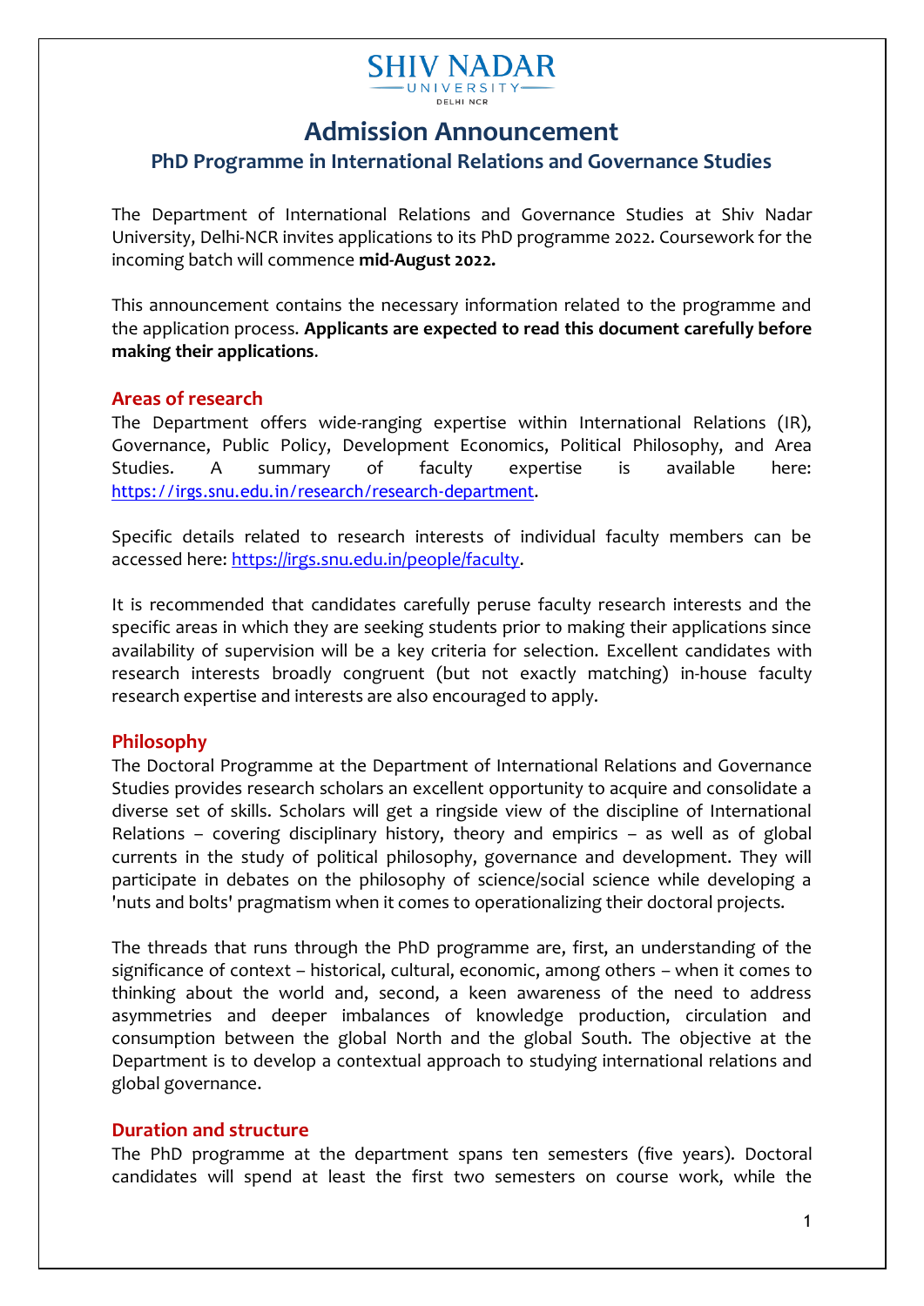**SHIV NADAR UNIVERSITY DELHI NCR**

# Admission Announcement

## PhD Programme in International Relations and Governance Studies

The Department of International Relations and Governance Studies at Shiv Nadar University, Delhi-NCR invites applications to its PhD programme 2022. Coursework for the incoming batch will commence **mid-August 2022.**

This announcement contains the necessary information related to the programme and the application process. **Applicants are expected to read this document carefully before making their applications**.

### Areas of research

The Department offers wide-ranging expertise within International Relations (IR), Governance, Public Policy, Development Economics, Political Philosophy, and Area Studies. A summary of faculty expertise is available here: [https://irgs.snu.edu.in/research/research-department](https://irgs.snu.edu.in/research/research-department).

Specific details related to research interests of individual faculty members can be accessed here: [https://irgs.snu.edu.in/people/faculty](https://irgs.snu.edu.in/people/faculty).

It is recommended that candidates carefully peruse faculty research interests and the specific areas in which they are seeking students prior to making their applications since availability of supervision will be a key criteria for selection. Excellent candidates with research interests broadly congruent (but not exactly matching) in-house faculty research expertise and interests are also encouraged to apply.

### Philosophy

The Doctoral Programme at the Department of International Relations and Governance Studies provides research scholars an excellent opportunity to acquire and consolidate a diverse set of skills. Scholars will get a ringside view of the discipline of International Relations – covering disciplinary history, theory and empirics – as well as of global currents in the study of political philosophy, governance and development. They will participate in debates on the philosophy of science/social science while developing a 'nuts and bolts' pragmatism when it comes to operationalizing their doctoral projects.

The threads that runs through the PhD programme are, first, an understanding of the significance of context – historical, cultural, economic, among others – when it comes to thinking about the world and, second, a keen awareness of the need to address asymmetries and deeper imbalances of knowledge production, circulation and consumption between the global North and the global South. The objective at the Department is to develop a contextual approach to studying international relations and global governance.

### Duration and structure

The PhD programme at the department spans ten semesters (five years). Doctoral candidates will spend at least the first two semesters on course work, while the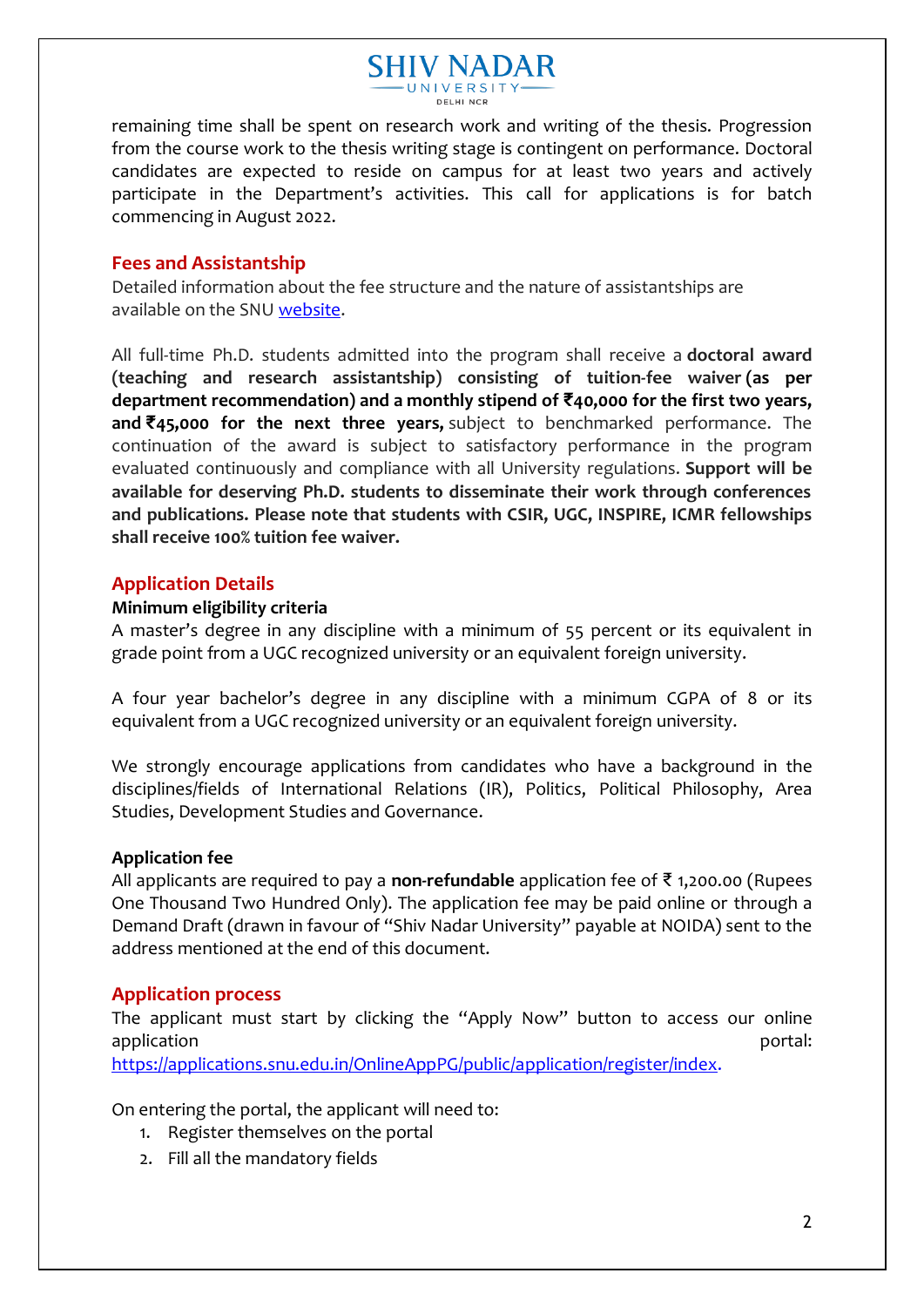remaining time shall be spent on research work and writing of the thesis. Progression from the course work to the thesis writing stage is contingent on performance. Doctoral candidates are expected to reside on campus for at least two years and actively participate in the Department's activities. This call for applications is for batch commencing in August 2022.

## Fees and Assistantship

Detailed information about the fee structure and the nature of assistantships are available on the SNU [website](website).

All full-time Ph.D. students admitted into the program shall receive a **doctoral award (teaching and research assistantship) consisting of tuition-fee waiver (as per department recommendation) and a monthly stipend of ₹40,000 for the first two years, and ₹45,000 for the next three years,** subject to benchmarked performance. The continuation of the award is subject to satisfactory performance in the program evaluated continuously and compliance with all University regulations. **Support will be available for deserving Ph.D. students to disseminate their work through conferences and publications. Please note that students with CSIR, UGC, INSPIRE, ICMR fellowships shall receive 100% tuition fee waiver.**

## Application Details

**Minimum eligibility criteria**

A master's degree in any discipline with a minimum of 55 percent or its equivalent in grade point from a UGC recognized university or an equivalent foreign university.

A four year bachelor's degree in any discipline with a minimum CGPA of 8 or its equivalent from a UGC recognized university or an equivalent foreign university.

We strongly encourage applications from candidates who have a background in the disciplines/fields of International Relations (IR), Politics, Political Philosophy, Area Studies, Development Studies and Governance.

**Application fee**

All applicants are required to pay a **non-refundable** application fee of ₹ 1,200.00 (Rupees One Thousand Two Hundred Only). The application fee may be paid online or through a Demand Draft (drawn in favour of "Shiv Nadar University" payable at NOIDA) sent to the address mentioned at the end of this document.

## Application process

The applicant must start by clicking the "Apply Now" button to access our online application portal: https://applications.snu.edu.in/OnlineAppPG/public/application/register/index.

On entering the portal, the applicant will need to:

1. Register themselves on the portal
2. Fill all the mandatory fields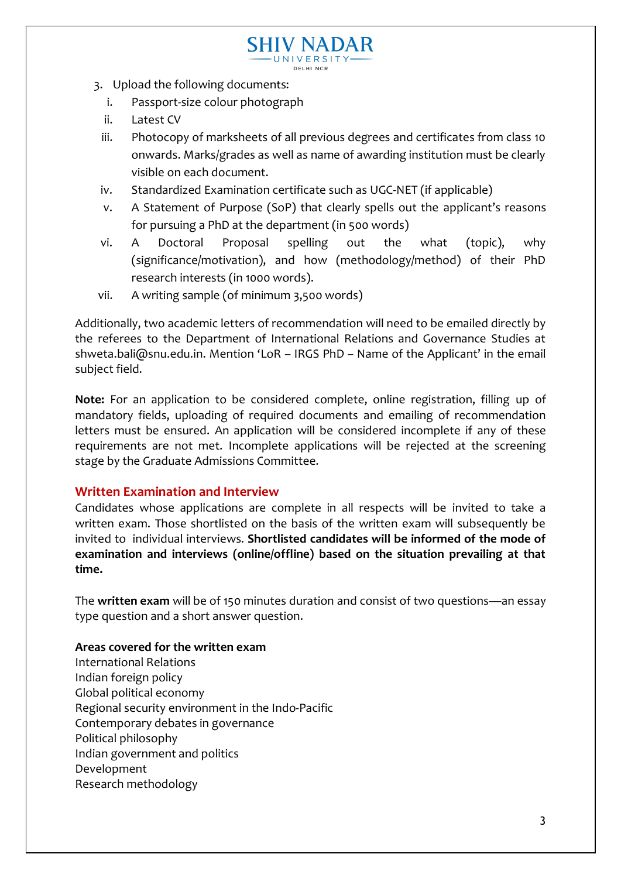3. Upload the following documents:
   i. Passport-size colour photograph
   ii. Latest CV
   iii. Photocopy of marksheets of all previous degrees and certificates from class 10 onwards. Marks/grades as well as name of awarding institution must be clearly visible on each document.
   iv. Standardized Examination certificate such as UGC-NET (if applicable)
   v. A Statement of Purpose (SoP) that clearly spells out the applicant's reasons for pursuing a PhD at the department (in 500 words)
   vi. A Doctoral Proposal spelling out the what (topic), why (significance/motivation), and how (methodology/method) of their PhD research interests (in 1000 words).
   vii. A writing sample (of minimum 3,500 words)

Additionally, two academic letters of recommendation will need to be emailed directly by the referees to the Department of International Relations and Governance Studies at shweta.bali@snu.edu.in. Mention 'LoR – IRGS PhD – Name of the Applicant' in the email subject field.

**Note:** For an application to be considered complete, online registration, filling up of mandatory fields, uploading of required documents and emailing of recommendation letters must be ensured. An application will be considered incomplete if any of these requirements are not met. Incomplete applications will be rejected at the screening stage by the Graduate Admissions Committee.

## Written Examination and Interview

Candidates whose applications are complete in all respects will be invited to take a written exam. Those shortlisted on the basis of the written exam will subsequently be invited to individual interviews. **Shortlisted candidates will be informed of the mode of examination and interviews (online/offline) based on the situation prevailing at that time.**

The **written exam** will be of 150 minutes duration and consist of two questions—an essay type question and a short answer question.

**Areas covered for the written exam**

International Relations
Indian foreign policy
Global political economy
Regional security environment in the Indo-Pacific
Contemporary debates in governance
Political philosophy
Indian government and politics
Development
Research methodology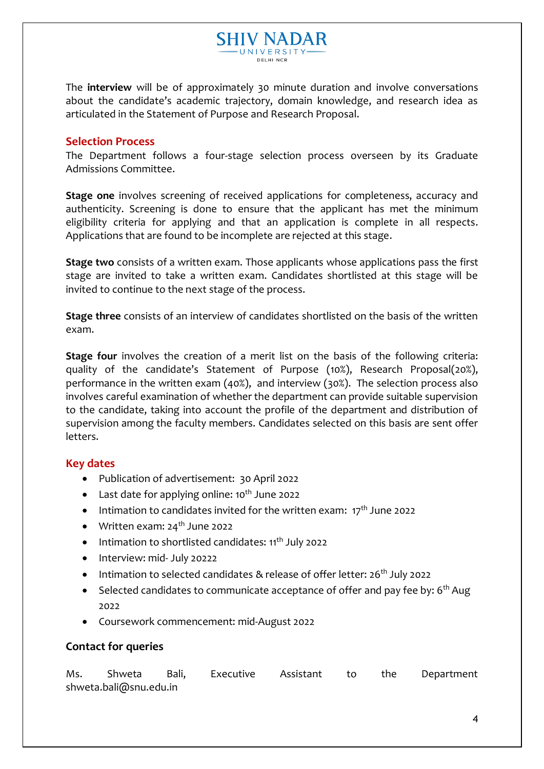The **interview** will be of approximately 30 minute duration and involve conversations about the candidate's academic trajectory, domain knowledge, and research idea as articulated in the Statement of Purpose and Research Proposal.

## Selection Process

The Department follows a four-stage selection process overseen by its Graduate Admissions Committee.

**Stage one** involves screening of received applications for completeness, accuracy and authenticity. Screening is done to ensure that the applicant has met the minimum eligibility criteria for applying and that an application is complete in all respects. Applications that are found to be incomplete are rejected at this stage.

**Stage two** consists of a written exam. Those applicants whose applications pass the first stage are invited to take a written exam. Candidates shortlisted at this stage will be invited to continue to the next stage of the process.

**Stage three** consists of an interview of candidates shortlisted on the basis of the written exam.

**Stage four** involves the creation of a merit list on the basis of the following criteria: quality of the candidate's Statement of Purpose (10%), Research Proposal(20%), performance in the written exam (40%), and interview (30%). The selection process also involves careful examination of whether the department can provide suitable supervision to the candidate, taking into account the profile of the department and distribution of supervision among the faculty members. Candidates selected on this basis are sent offer letters.

## Key dates

- Publication of advertisement: 30 April 2022
- Last date for applying online: 10th June 2022
- Intimation to candidates invited for the written exam: 17th June 2022
- Written exam: 24th June 2022
- Intimation to shortlisted candidates: 11th July 2022
- Interview: mid- July 20222
- Intimation to selected candidates & release of offer letter: 26th July 2022
- Selected candidates to communicate acceptance of offer and pay fee by: 6th Aug 2022
- Coursework commencement: mid-August 2022

## Contact for queries

Ms. Shweta Bali, Executive Assistant to the Department
shweta.bali@snu.edu.in